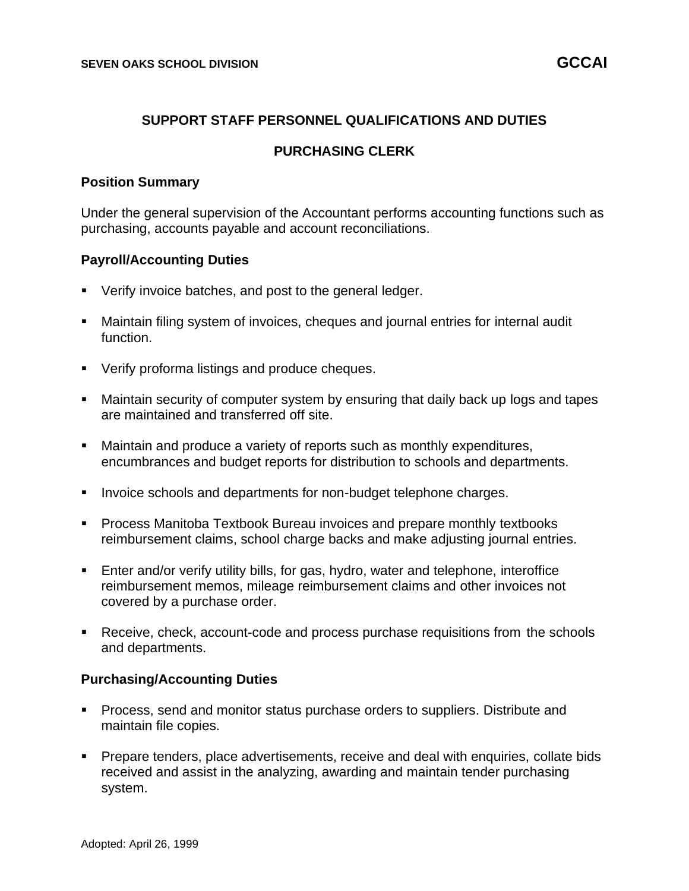SEVEN OAKS SCHOOL DIVISION **GCCAI**

## SUPPORT STAFF PERSONNEL QUALIFICATIONS AND DUTIES

## PURCHASING CLERK

### Position Summary

Under the general supervision of the Accountant performs accounting functions such as purchasing, accounts payable and account reconciliations.

### Payroll/Accounting Duties

- Verify invoice batches, and post to the general ledger.
- Maintain filing system of invoices, cheques and journal entries for internal audit function.
- Verify proforma listings and produce cheques.
- Maintain security of computer system by ensuring that daily back up logs and tapes are maintained and transferred off site.
- Maintain and produce a variety of reports such as monthly expenditures, encumbrances and budget reports for distribution to schools and departments.
- Invoice schools and departments for non-budget telephone charges.
- Process Manitoba Textbook Bureau invoices and prepare monthly textbooks reimbursement claims, school charge backs and make adjusting journal entries.
- Enter and/or verify utility bills, for gas, hydro, water and telephone, interoffice reimbursement memos, mileage reimbursement claims and other invoices not covered by a purchase order.
- Receive, check, account-code and process purchase requisitions from the schools and departments.

### Purchasing/Accounting Duties

- Process, send and monitor status purchase orders to suppliers. Distribute and maintain file copies.
- Prepare tenders, place advertisements, receive and deal with enquiries, collate bids received and assist in the analyzing, awarding and maintain tender purchasing system.

Adopted: April 26, 1999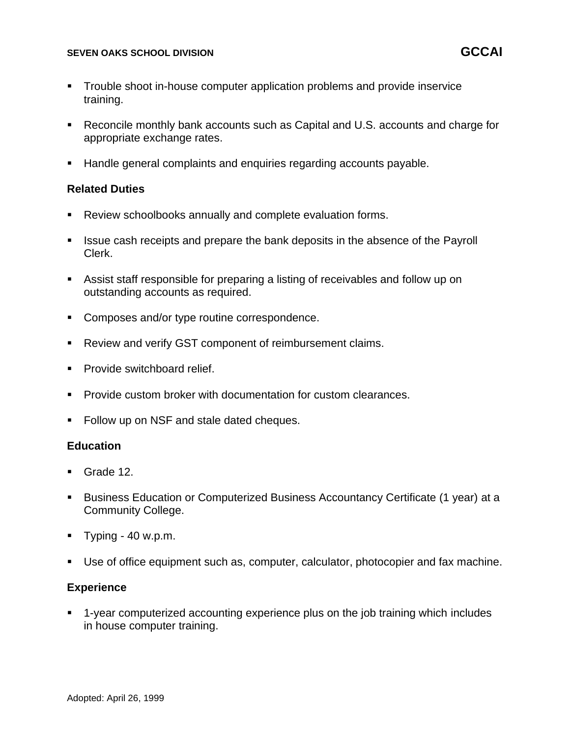- Trouble shoot in-house computer application problems and provide inservice training.

- Reconcile monthly bank accounts such as Capital and U.S. accounts and charge for appropriate exchange rates.

- Handle general complaints and enquiries regarding accounts payable.

**Related Duties**

- Review schoolbooks annually and complete evaluation forms.

- Issue cash receipts and prepare the bank deposits in the absence of the Payroll Clerk.

- Assist staff responsible for preparing a listing of receivables and follow up on outstanding accounts as required.

- Composes and/or type routine correspondence.

- Review and verify GST component of reimbursement claims.

- Provide switchboard relief.

- Provide custom broker with documentation for custom clearances.

- Follow up on NSF and stale dated cheques.

**Education**

- Grade 12.

- Business Education or Computerized Business Accountancy Certificate (1 year) at a Community College.

- Typing - 40 w.p.m.

- Use of office equipment such as, computer, calculator, photocopier and fax machine.

**Experience**

- 1-year computerized accounting experience plus on the job training which includes in house computer training.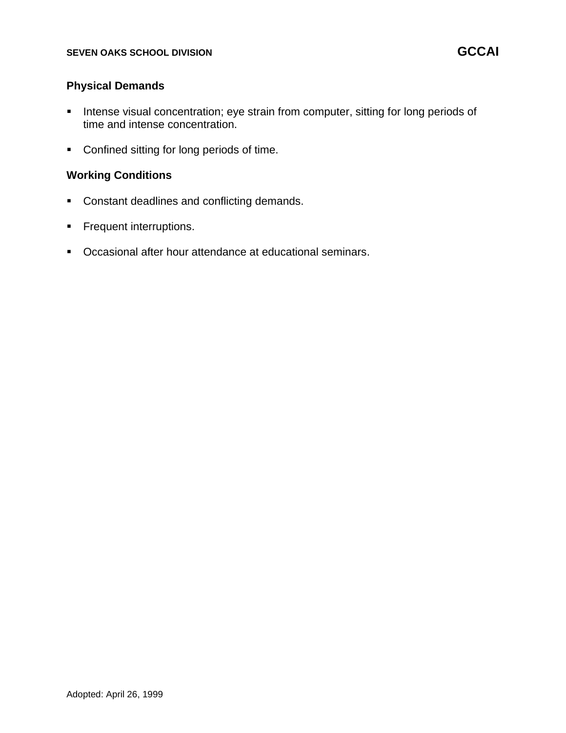## Physical Demands

- Intense visual concentration; eye strain from computer, sitting for long periods of time and intense concentration.
- Confined sitting for long periods of time.

## Working Conditions

- Constant deadlines and conflicting demands.
- Frequent interruptions.
- Occasional after hour attendance at educational seminars.

Adopted: April 26, 1999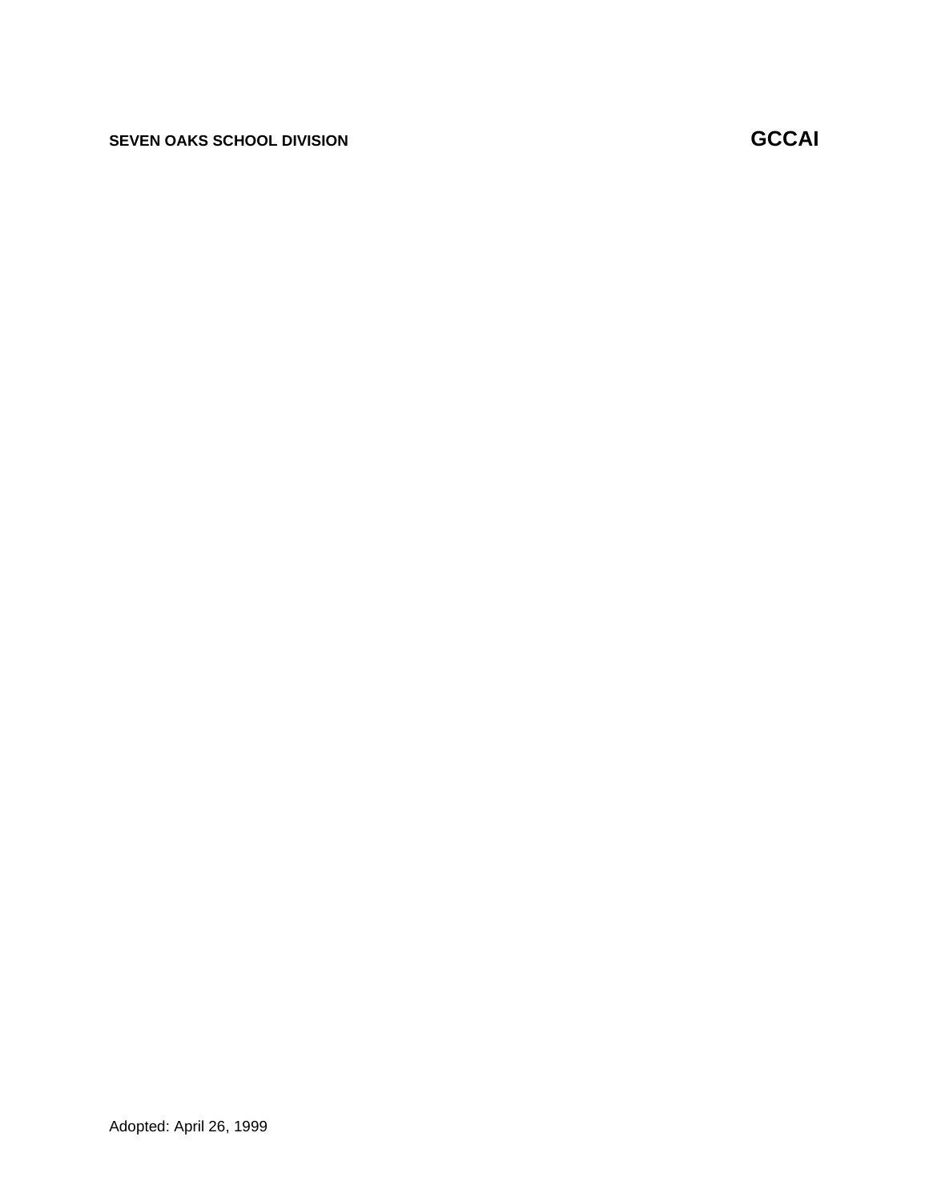Adopted: April 26, 1999